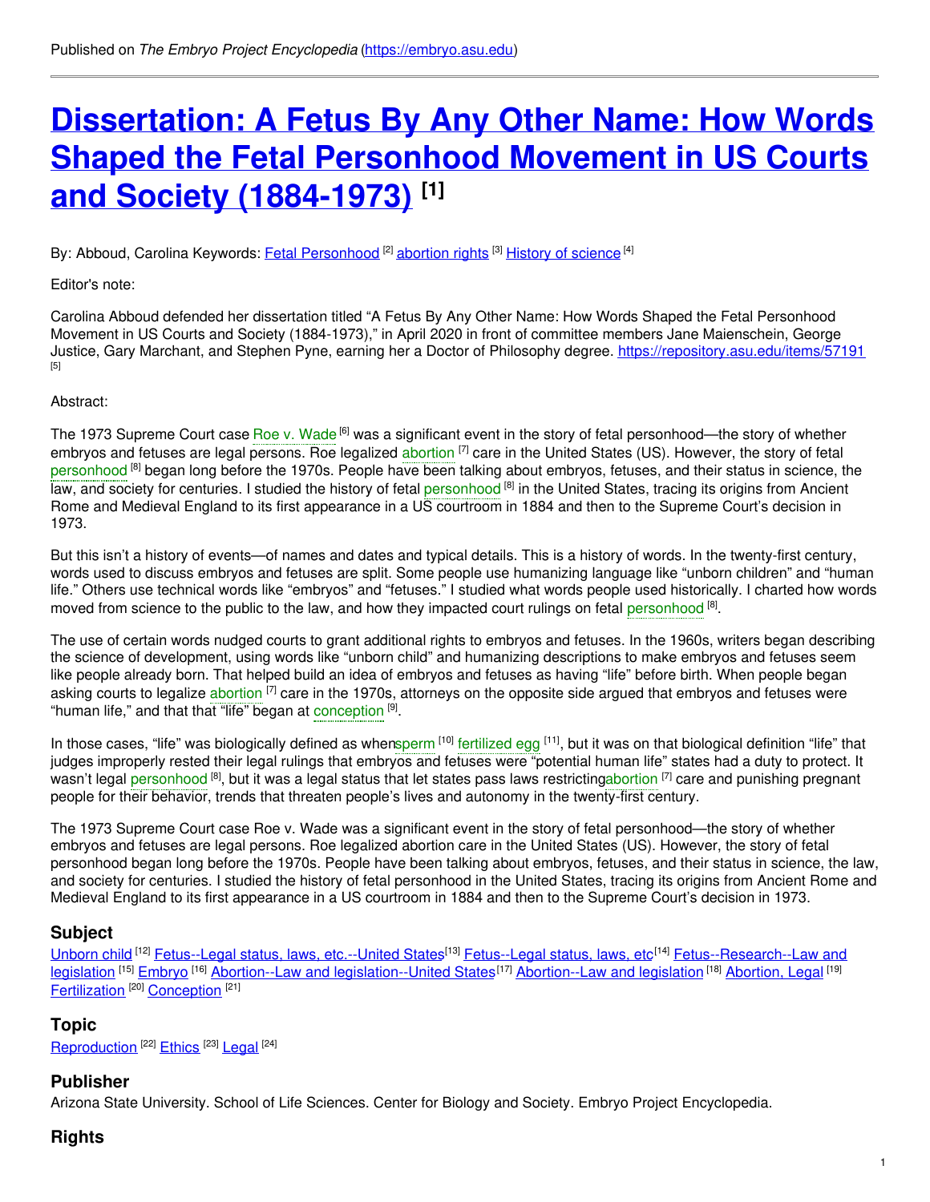Published on *The Embryo Project Encyclopedia* (https://embryo.asu.edu)

# Dissertation: A Fetus By Any Other Name: How Words Shaped the Fetal Personhood Movement in US Courts and Society (1884-1973) [1]

By: Abboud, Carolina Keywords: Fetal Personhood [2] abortion rights [3] History of science [4]

Editor's note:

Carolina Abboud defended her dissertation titled "A Fetus By Any Other Name: How Words Shaped the Fetal Personhood Movement in US Courts and Society (1884-1973)," in April 2020 in front of committee members Jane Maienschein, George Justice, Gary Marchant, and Stephen Pyne, earning her a Doctor of Philosophy degree. https://repository.asu.edu/items/57191 [5]

Abstract:

The 1973 Supreme Court case Roe v. Wade [6] was a significant event in the story of fetal personhood—the story of whether embryos and fetuses are legal persons. Roe legalized abortion [7] care in the United States (US). However, the story of fetal personhood [8] began long before the 1970s. People have been talking about embryos, fetuses, and their status in science, the law, and society for centuries. I studied the history of fetal personhood [8] in the United States, tracing its origins from Ancient Rome and Medieval England to its first appearance in a US courtroom in 1884 and then to the Supreme Court's decision in 1973.

But this isn't a history of events—of names and dates and typical details. This is a history of words. In the twenty-first century, words used to discuss embryos and fetuses are split. Some people use humanizing language like "unborn children" and "human life." Others use technical words like "embryos" and "fetuses." I studied what words people used historically. I charted how words moved from science to the public to the law, and how they impacted court rulings on fetal personhood [8].

The use of certain words nudged courts to grant additional rights to embryos and fetuses. In the 1960s, writers began describing the science of development, using words like "unborn child" and humanizing descriptions to make embryos and fetuses seem like people already born. That helped build an idea of embryos and fetuses as having "life" before birth. When people began asking courts to legalize abortion [7] care in the 1970s, attorneys on the opposite side argued that embryos and fetuses were "human life," and that that "life" began at conception [9].

In those cases, "life" was biologically defined as whensperm [10] fertilized egg [11], but it was on that biological definition "life" that judges improperly rested their legal rulings that embryos and fetuses were "potential human life" states had a duty to protect. It wasn't legal personhood [8], but it was a legal status that let states pass laws restrictingabortion [7] care and punishing pregnant people for their behavior, trends that threaten people's lives and autonomy in the twenty-first century.

The 1973 Supreme Court case Roe v. Wade was a significant event in the story of fetal personhood—the story of whether embryos and fetuses are legal persons. Roe legalized abortion care in the United States (US). However, the story of fetal personhood began long before the 1970s. People have been talking about embryos, fetuses, and their status in science, the law, and society for centuries. I studied the history of fetal personhood in the United States, tracing its origins from Ancient Rome and Medieval England to its first appearance in a US courtroom in 1884 and then to the Supreme Court's decision in 1973.

## Subject

Unborn child [12] Fetus--Legal status, laws, etc.--United States[13] Fetus--Legal status, laws, etc[14] Fetus--Research--Law and legislation [15] Embryo [16] Abortion--Law and legislation--United States[17] Abortion--Law and legislation [18] Abortion, Legal [19] Fertilization [20] Conception [21]

## Topic

Reproduction [22] Ethics [23] Legal [24]

## Publisher

Arizona State University. School of Life Sciences. Center for Biology and Society. Embryo Project Encyclopedia.

## Rights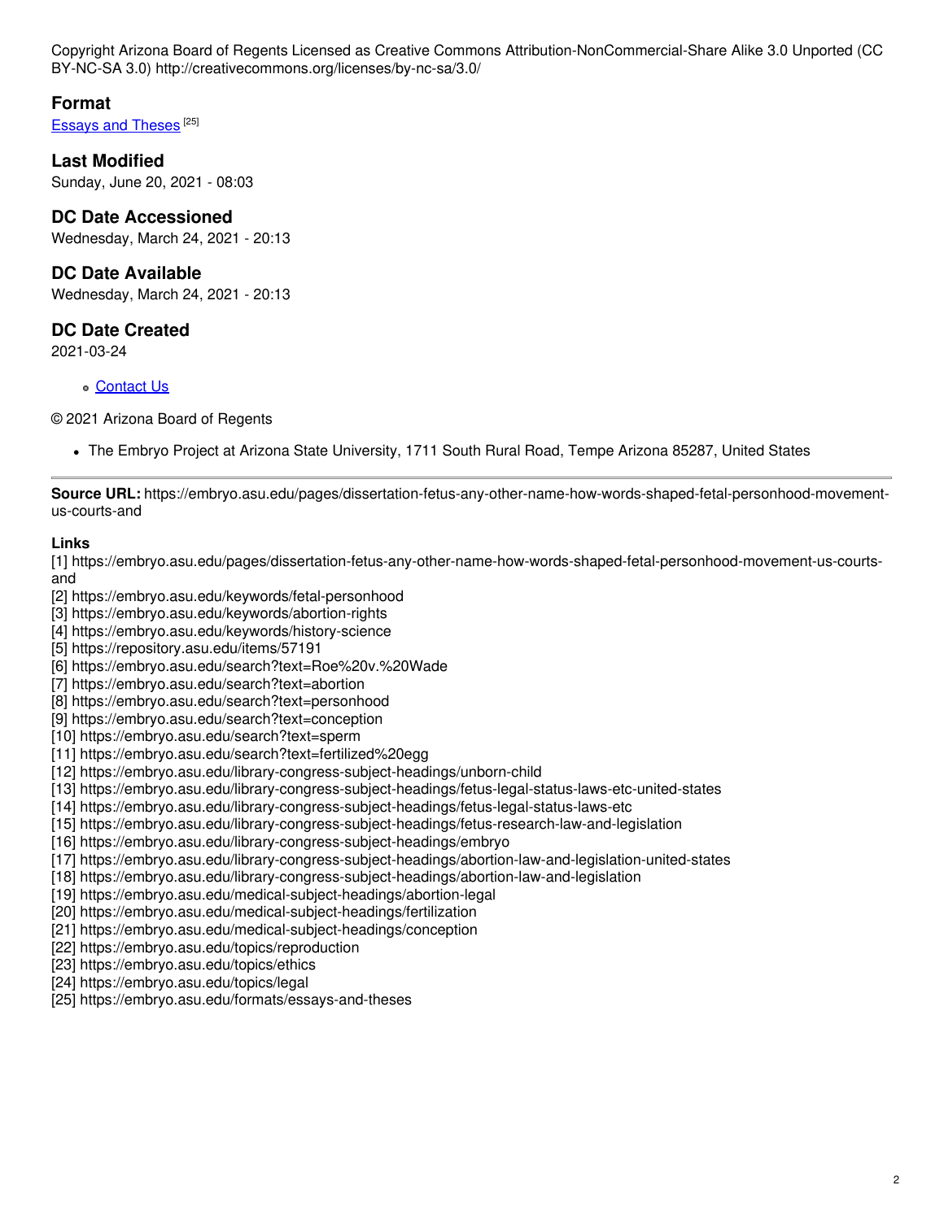Copyright Arizona Board of Regents Licensed as Creative Commons Attribution-NonCommercial-Share Alike 3.0 Unported (CC BY-NC-SA 3.0) http://creativecommons.org/licenses/by-nc-sa/3.0/

### Format

Essays and Theses [25]

### Last Modified

Sunday, June 20, 2021 - 08:03

### DC Date Accessioned

Wednesday, March 24, 2021 - 20:13

### DC Date Available

Wednesday, March 24, 2021 - 20:13

### DC Date Created

2021-03-24

- Contact Us

© 2021 Arizona Board of Regents

- The Embryo Project at Arizona State University, 1711 South Rural Road, Tempe Arizona 85287, United States

---

**Source URL:** https://embryo.asu.edu/pages/dissertation-fetus-any-other-name-how-words-shaped-fetal-personhood-movement-us-courts-and

**Links**

[1] https://embryo.asu.edu/pages/dissertation-fetus-any-other-name-how-words-shaped-fetal-personhood-movement-us-courts-and
[2] https://embryo.asu.edu/keywords/fetal-personhood
[3] https://embryo.asu.edu/keywords/abortion-rights
[4] https://embryo.asu.edu/keywords/history-science
[5] https://repository.asu.edu/items/57191
[6] https://embryo.asu.edu/search?text=Roe%20v.%20Wade
[7] https://embryo.asu.edu/search?text=abortion
[8] https://embryo.asu.edu/search?text=personhood
[9] https://embryo.asu.edu/search?text=conception
[10] https://embryo.asu.edu/search?text=sperm
[11] https://embryo.asu.edu/search?text=fertilized%20egg
[12] https://embryo.asu.edu/library-congress-subject-headings/unborn-child
[13] https://embryo.asu.edu/library-congress-subject-headings/fetus-legal-status-laws-etc-united-states
[14] https://embryo.asu.edu/library-congress-subject-headings/fetus-legal-status-laws-etc
[15] https://embryo.asu.edu/library-congress-subject-headings/fetus-research-law-and-legislation
[16] https://embryo.asu.edu/library-congress-subject-headings/embryo
[17] https://embryo.asu.edu/library-congress-subject-headings/abortion-law-and-legislation-united-states
[18] https://embryo.asu.edu/library-congress-subject-headings/abortion-law-and-legislation
[19] https://embryo.asu.edu/medical-subject-headings/abortion-legal
[20] https://embryo.asu.edu/medical-subject-headings/fertilization
[21] https://embryo.asu.edu/medical-subject-headings/conception
[22] https://embryo.asu.edu/topics/reproduction
[23] https://embryo.asu.edu/topics/ethics
[24] https://embryo.asu.edu/topics/legal
[25] https://embryo.asu.edu/formats/essays-and-theses